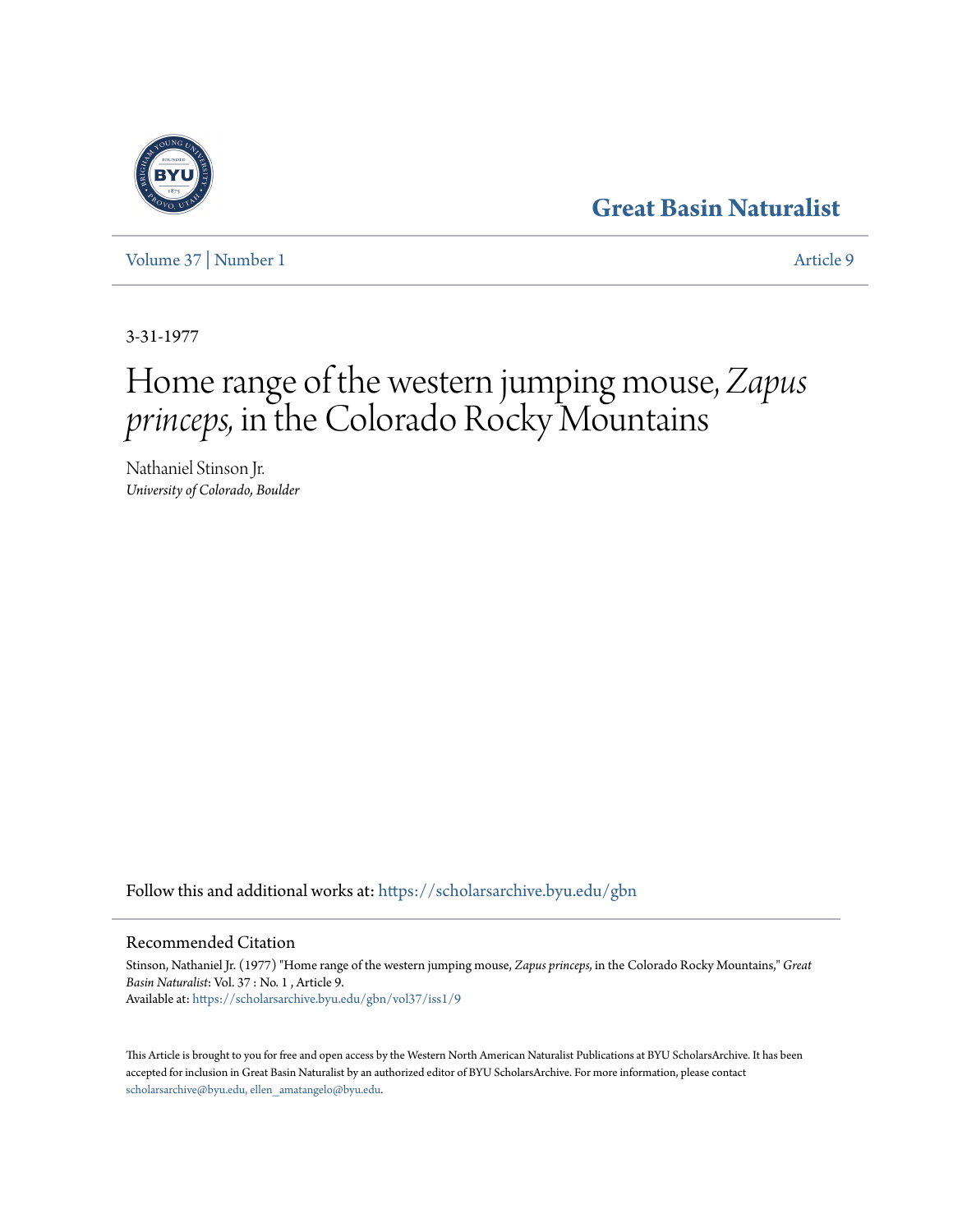Great Basin Naturalist

Volume 37 | Number 1 Article 9

3-31-1977

# Home range of the western jumping mouse, *Zapus princeps,* in the Colorado Rocky Mountains

Nathaniel Stinson Jr.
*University of Colorado, Boulder*

Follow this and additional works at: https://scholarsarchive.byu.edu/gbn

## Recommended Citation

Stinson, Nathaniel Jr. (1977) "Home range of the western jumping mouse, *Zapus princeps,* in the Colorado Rocky Mountains," *Great Basin Naturalist*: Vol. 37 : No. 1 , Article 9.
Available at: https://scholarsarchive.byu.edu/gbn/vol37/iss1/9

This Article is brought to you for free and open access by the Western North American Naturalist Publications at BYU ScholarsArchive. It has been accepted for inclusion in Great Basin Naturalist by an authorized editor of BYU ScholarsArchive. For more information, please contact scholarsarchive@byu.edu, ellen_amatangelo@byu.edu.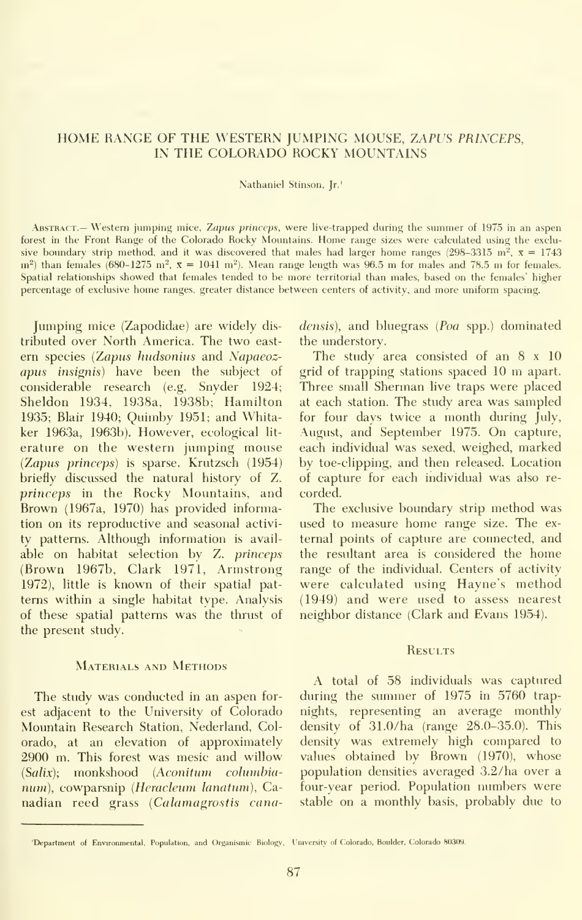# HOME RANGE OF THE WESTERN JUMPING MOUSE, *ZAPUS PRINCEPS*, IN THE COLORADO ROCKY MOUNTAINS

Nathaniel Stinson, Jr.[1]

ABSTRACT.— Western jumping mice, *Zapus princeps*, were live-trapped during the summer of 1975 in an aspen forest in the Front Range of the Colorado Rocky Mountains. Home range sizes were calculated using the exclusive boundary strip method, and it was discovered that males had larger home ranges (298–3315 $m^2$, $\bar{x}$ = 1743 $m^2$) than females (680–1275 $m^2$, $\bar{x}$ = 1041 $m^2$). Mean range length was 96.5 m for males and 78.5 m for females. Spatial relationships showed that females tended to be more territorial than males, based on the females' higher percentage of exclusive home ranges, greater distance between centers of activity, and more uniform spacing.

Jumping mice (Zapodidae) are widely distributed over North America. The two eastern species (*Zapus hudsonius* and *Napaeozapus insignis*) have been the subject of considerable research (e.g. Snyder 1924; Sheldon 1934, 1938a, 1938b; Hamilton 1935; Blair 1940; Quimby 1951; and Whitaker 1963a, 1963b). However, ecological literature on the western jumping mouse (*Zapus princeps*) is sparse. Krutzsch (1954) briefly discussed the natural history of *Z. princeps* in the Rocky Mountains, and Brown (1967a, 1970) has provided information on its reproductive and seasonal activity patterns. Although information is available on habitat selection by *Z. princeps* (Brown 1967b, Clark 1971, Armstrong 1972), little is known of their spatial patterns within a single habitat type. Analysis of these spatial patterns was the thrust of the present study.

## Materials and Methods

The study was conducted in an aspen forest adjacent to the University of Colorado Mountain Research Station, Nederland, Colorado, at an elevation of approximately 2900 m. This forest was mesic and willow (*Salix*); monkshood (*Aconitum columbianum*), cowparsnip (*Heracleum lanatum*), Canadian reed grass (*Calamagrostis canadensis*), and bluegrass (*Poa* spp.) dominated the understory.

The study area consisted of an 8 x 10 grid of trapping stations spaced 10 m apart. Three small Sherman live traps were placed at each station. The study area was sampled for four days twice a month during July, August, and September 1975. On capture, each individual was sexed, weighed, marked by toe-clipping, and then released. Location of capture for each individual was also recorded.

The exclusive boundary strip method was used to measure home range size. The external points of capture are connected, and the resultant area is considered the home range of the individual. Centers of activity were calculated using Hayne's method (1949) and were used to assess nearest neighbor distance (Clark and Evans 1954).

## Results

A total of 58 individuals was captured during the summer of 1975 in 5760 trapnights, representing an average monthly density of 31.0/ha (range 28.0–35.0). This density was extremely high compared to values obtained by Brown (1970), whose population densities averaged 3.2/ha over a four-year period. Population numbers were stable on a monthly basis, probably due to

[1]Department of Environmental, Population, and Organismic Biology, University of Colorado, Boulder, Colorado 80309.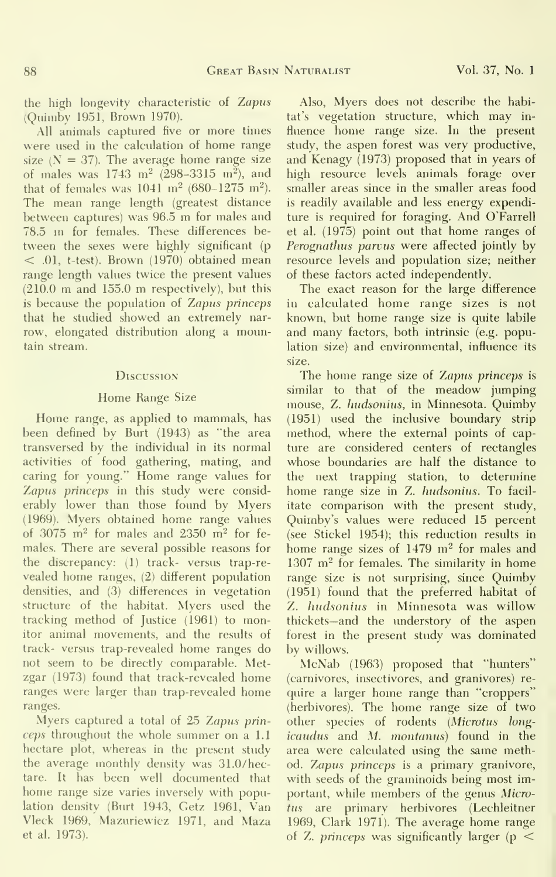the high longevity characteristic of *Zapus* (Quimby 1951, Brown 1970).

All animals captured five or more times were used in the calculation of home range size ($N = 37$). The average home range size of males was 1743 $m^2$ (298–3315 $m^2$), and that of females was 1041 $m^2$ (680–1275 $m^2$). The mean range length (greatest distance between captures) was 96.5 m for males and 78.5 m for females. These differences between the sexes were highly significant ($p < .01$, t-test). Brown (1970) obtained mean range length values twice the present values (210.0 m and 155.0 m respectively), but this is because the population of *Zapus princeps* that he studied showed an extremely narrow, elongated distribution along a mountain stream.

## Discussion

### Home Range Size

Home range, as applied to mammals, has been defined by Burt (1943) as "the area transversed by the individual in its normal activities of food gathering, mating, and caring for young." Home range values for *Zapus princeps* in this study were considerably lower than those found by Myers (1969). Myers obtained home range values of 3075 $m^2$ for males and 2350 $m^2$ for females. There are several possible reasons for the discrepancy: (1) track- versus trap-revealed home ranges, (2) different population densities, and (3) differences in vegetation structure of the habitat. Myers used the tracking method of Justice (1961) to monitor animal movements, and the results of track- versus trap-revealed home ranges do not seem to be directly comparable. Metzgar (1973) found that track-revealed home ranges were larger than trap-revealed home ranges.

Myers captured a total of 25 *Zapus princeps* throughout the whole summer on a 1.1 hectare plot, whereas in the present study the average monthly density was 31.0/hectare. It has been well documented that home range size varies inversely with population density (Burt 1943, Getz 1961, Van Vleck 1969, Mazuriewicz 1971, and Maza et al. 1973).

Also, Myers does not describe the habitat's vegetation structure, which may influence home range size. In the present study, the aspen forest was very productive, and Kenagy (1973) proposed that in years of high resource levels animals forage over smaller areas since in the smaller areas food is readily available and less energy expenditure is required for foraging. And O'Farrell et al. (1975) point out that home ranges of *Perognathus parvus* were affected jointly by resource levels and population size; neither of these factors acted independently.

The exact reason for the large difference in calculated home range sizes is not known, but home range size is quite labile and many factors, both intrinsic (e.g. population size) and environmental, influence its size.

The home range size of *Zapus princeps* is similar to that of the meadow jumping mouse, *Z. hudsonius*, in Minnesota. Quimby (1951) used the inclusive boundary strip method, where the external points of capture are considered centers of rectangles whose boundaries are half the distance to the next trapping station, to determine home range size in *Z. hudsonius*. To facilitate comparison with the present study, Quimby's values were reduced 15 percent (see Stickel 1954); this reduction results in home range sizes of 1479 $m^2$ for males and 1307 $m^2$ for females. The similarity in home range size is not surprising, since Quimby (1951) found that the preferred habitat of *Z. hudsonius* in Minnesota was willow thickets—and the understory of the aspen forest in the present study was dominated by willows.

McNab (1963) proposed that "hunters" (carnivores, insectivores, and granivores) require a larger home range than "croppers" (herbivores). The home range size of two other species of rodents (*Microtus longicaudus* and *M. montanus*) found in the area were calculated using the same method. *Zapus princeps* is a primary granivore, with seeds of the graminoids being most important, while members of the genus *Microtus* are primary herbivores (Lechleitner 1969, Clark 1971). The average home range of *Z. princeps* was significantly larger ($p <$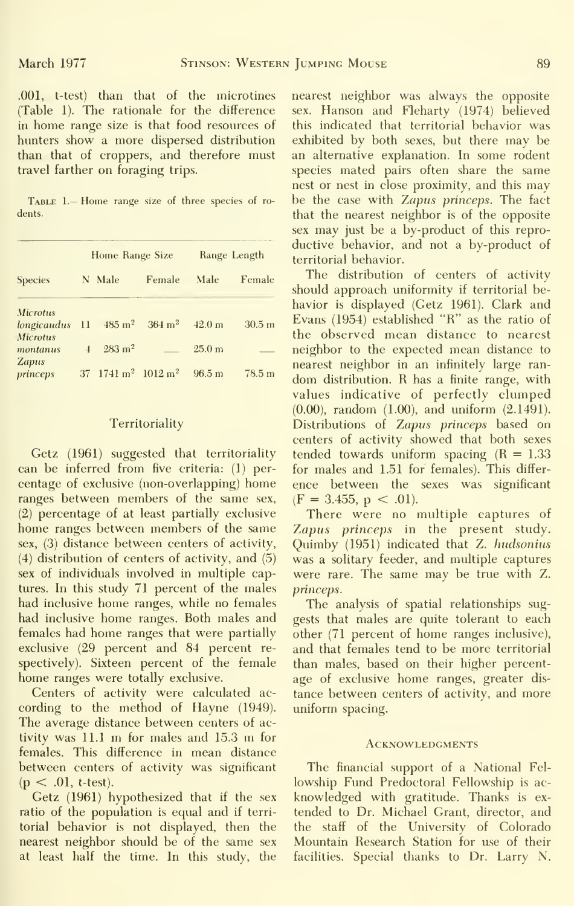.001, t-test) than that of the microtines (Table 1). The rationale for the difference in home range size is that food resources of hunters show a more dispersed distribution than that of croppers, and therefore must travel farther on foraging trips.

Table 1.— Home range size of three species of rodents.

| Species | N | Home Range Size Male | Female | Range Length Male | Female |
|---|---|---|---|---|---|
| *Microtus longicaudus* | 11 | 485 $m^2$ | 364 $m^2$ | 42.0 m | 30.5 m |
| *Microtus montanus* | 4 | 283 $m^2$ | — | 25.0 m | — |
| *Zapus princeps* | 37 | 1741 $m^2$ | 1012 $m^2$ | 96.5 m | 78.5 m |

## Territoriality

Getz (1961) suggested that territoriality can be inferred from five criteria: (1) percentage of exclusive (non-overlapping) home ranges between members of the same sex, (2) percentage of at least partially exclusive home ranges between members of the same sex, (3) distance between centers of activity, (4) distribution of centers of activity, and (5) sex of individuals involved in multiple captures. In this study 71 percent of the males had inclusive home ranges, while no females had inclusive home ranges. Both males and females had home ranges that were partially exclusive (29 percent and 84 percent respectively). Sixteen percent of the female home ranges were totally exclusive.

Centers of activity were calculated according to the method of Hayne (1949). The average distance between centers of activity was 11.1 m for males and 15.3 m for females. This difference in mean distance between centers of activity was significant ($p < .01$, t-test).

Getz (1961) hypothesized that if the sex ratio of the population is equal and if territorial behavior is not displayed, then the nearest neighbor should be of the same sex at least half the time. In this study, the nearest neighbor was always the opposite sex. Hanson and Fleharty (1974) believed this indicated that territorial behavior was exhibited by both sexes, but there may be an alternative explanation. In some rodent species mated pairs often share the same nest or nest in close proximity, and this may be the case with *Zapus princeps*. The fact that the nearest neighbor is of the opposite sex may just be a by-product of this reproductive behavior, and not a by-product of territorial behavior.

The distribution of centers of activity should approach uniformity if territorial behavior is displayed (Getz 1961). Clark and Evans (1954) established "R" as the ratio of the observed mean distance to nearest neighbor to the expected mean distance to nearest neighbor in an infinitely large random distribution. R has a finite range, with values indicative of perfectly clumped (0.00), random (1.00), and uniform (2.1491). Distributions of *Zapus princeps* based on centers of activity showed that both sexes tended towards uniform spacing ($R = 1.33$ for males and 1.51 for females). This difference between the sexes was significant ($F = 3.455$, $p < .01$).

There were no multiple captures of *Zapus princeps* in the present study. Quimby (1951) indicated that *Z. hudsonius* was a solitary feeder, and multiple captures were rare. The same may be true with *Z. princeps*.

The analysis of spatial relationships suggests that males are quite tolerant to each other (71 percent of home ranges inclusive), and that females tend to be more territorial than males, based on their higher percentage of exclusive home ranges, greater distance between centers of activity, and more uniform spacing.

## Acknowledgments

The financial support of a National Fellowship Fund Predoctoral Fellowship is acknowledged with gratitude. Thanks is extended to Dr. Michael Grant, director, and the staff of the University of Colorado Mountain Research Station for use of their facilities. Special thanks to Dr. Larry N.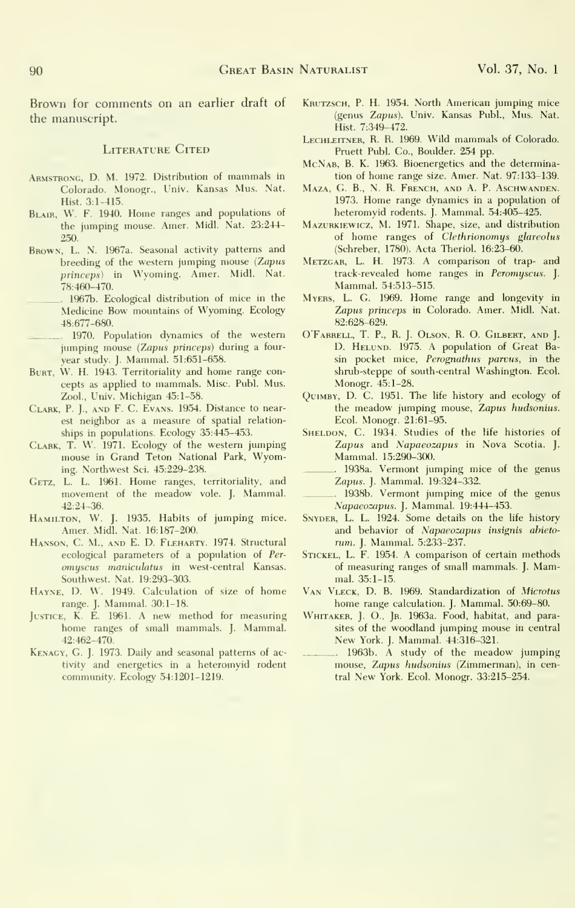Brown for comments on an earlier draft of the manuscript.

## Literature Cited

Armstrong, D. M. 1972. Distribution of mammals in Colorado. Monogr., Univ. Kansas Mus. Nat. Hist. 3:1–415.

Blair, W. F. 1940. Home ranges and populations of the jumping mouse. Amer. Midl. Nat. 23:244–250.

Brown, L. N. 1967a. Seasonal activity patterns and breeding of the western jumping mouse (*Zapus princeps*) in Wyoming. Amer. Midl. Nat. 78:460–470.

———. 1967b. Ecological distribution of mice in the Medicine Bow mountains of Wyoming. Ecology 48:677–680.

———. 1970. Population dynamics of the western jumping mouse (*Zapus princeps*) during a four-year study. J. Mammal. 51:651–658.

Burt, W. H. 1943. Territoriality and home range concepts as applied to mammals. Misc. Publ. Mus. Zool., Univ. Michigan 45:1–58.

Clark, P. J., and F. C. Evans. 1954. Distance to nearest neighbor as a measure of spatial relationships in populations. Ecology 35:445–453.

Clark, T. W. 1971. Ecology of the western jumping mouse in Grand Teton National Park, Wyoming. Northwest Sci. 45:229–238.

Getz, L. L. 1961. Home ranges, territoriality, and movement of the meadow vole. J. Mammal. 42:24–36.

Hamilton, W. J. 1935. Habits of jumping mice. Amer. Midl. Nat. 16:187–200.

Hanson, C. M., and E. D. Fleharty. 1974. Structural ecological parameters of a population of *Peromyscus maniculatus* in west-central Kansas. Southwest. Nat. 19:293–303.

Hayne, D. W. 1949. Calculation of size of home range. J. Mammal. 30:1–18.

Justice, K. E. 1961. A new method for measuring home ranges of small mammals. J. Mammal. 42:462–470.

Kenagy, G. J. 1973. Daily and seasonal patterns of activity and energetics in a heteromyid rodent community. Ecology 54:1201–1219.

Krutzsch, P. H. 1954. North American jumping mice (genus *Zapus*). Univ. Kansas Publ., Mus. Nat. Hist. 7:349–472.

Lechleitner, R. R. 1969. Wild mammals of Colorado. Pruett Publ. Co., Boulder. 254 pp.

McNab, B. K. 1963. Bioenergetics and the determination of home range size. Amer. Nat. 97:133–139.

Maza, G. B., N. R. French, and A. P. Aschwanden. 1973. Home range dynamics in a population of heteromyid rodents. J. Mammal. 54:405–425.

Mazurkiewicz, M. 1971. Shape, size, and distribution of home ranges of *Clethrionomys glareolus* (Schreber, 1780). Acta Theriol. 16:23–60.

Metzgar, L. H. 1973. A comparison of trap- and track-revealed home ranges in *Peromyscus*. J. Mammal. 54:513–515.

Myers, L. G. 1969. Home range and longevity in *Zapus princeps* in Colorado. Amer. Midl. Nat. 82:628–629.

O'Farrell, T. P., R. J. Olson, R. O. Gilbert, and J. D. Hedlund. 1975. A population of Great Basin pocket mice, *Perognathus parvus*, in the shrub-steppe of south-central Washington. Ecol. Monogr. 45:1–28.

Quimby, D. C. 1951. The life history and ecology of the meadow jumping mouse, *Zapus hudsonius*. Ecol. Monogr. 21:61–95.

Sheldon, C. 1934. Studies of the life histories of *Zapus* and *Napaeozapus* in Nova Scotia. J. Mammal. 15:290–300.

———. 1938a. Vermont jumping mice of the genus *Zapus*. J. Mammal. 19:324–332.

———. 1938b. Vermont jumping mice of the genus *Napaeozapus*. J. Mammal. 19:444–453.

Snyder, L. L. 1924. Some details on the life history and behavior of *Napaeozapus insignis abietorum*. J. Mammal. 5:233–237.

Stickel, L. F. 1954. A comparison of certain methods of measuring ranges of small mammals. J. Mammal. 35:1–15.

Van Vleck, D. B. 1969. Standardization of *Microtus* home range calculation. J. Mammal. 50:69–80.

Whitaker, J. O., Jr. 1963a. Food, habitat, and parasites of the woodland jumping mouse in central New York. J. Mammal. 44:316–321.

———. 1963b. A study of the meadow jumping mouse, *Zapus hudsonius* (Zimmerman), in central New York. Ecol. Monogr. 33:215–254.